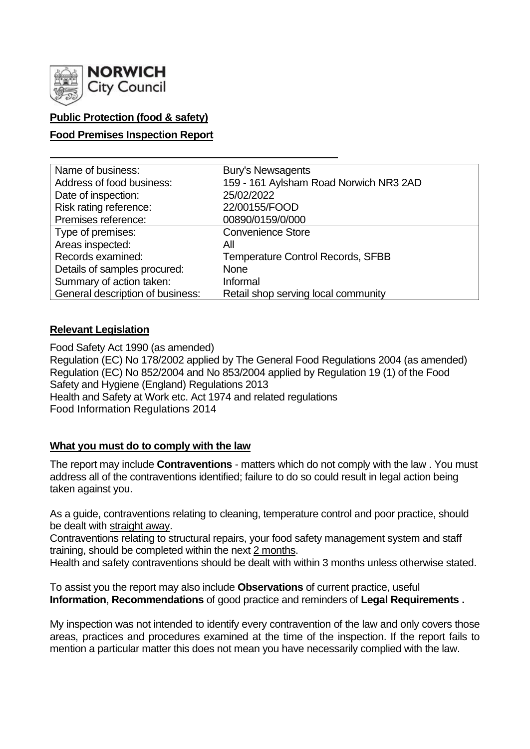**NORWICH City Council**

**Public Protection (food & safety)**

**Food Premises Inspection Report**

| Name of business: | Bury's Newsagents |
|---|---|
| Address of food business: | 159 - 161 Aylsham Road Norwich NR3 2AD |
| Date of inspection: | 25/02/2022 |
| Risk rating reference: | 22/00155/FOOD |
| Premises reference: | 00890/0159/0/000 |
| Type of premises: | Convenience Store |
| Areas inspected: | All |
| Records examined: | Temperature Control Records, SFBB |
| Details of samples procured: | None |
| Summary of action taken: | Informal |
| General description of business: | Retail shop serving local community |

## Relevant Legislation

Food Safety Act 1990 (as amended)
Regulation (EC) No 178/2002 applied by The General Food Regulations 2004 (as amended)
Regulation (EC) No 852/2004 and No 853/2004 applied by Regulation 19 (1) of the Food Safety and Hygiene (England) Regulations 2013
Health and Safety at Work etc. Act 1974 and related regulations
Food Information Regulations 2014

## What you must do to comply with the law

The report may include **Contraventions** - matters which do not comply with the law . You must address all of the contraventions identified; failure to do so could result in legal action being taken against you.

As a guide, contraventions relating to cleaning, temperature control and poor practice, should be dealt with straight away.
Contraventions relating to structural repairs, your food safety management system and staff training, should be completed within the next 2 months.
Health and safety contraventions should be dealt with within 3 months unless otherwise stated.

To assist you the report may also include **Observations** of current practice, useful **Information**, **Recommendations** of good practice and reminders of **Legal Requirements .**

My inspection was not intended to identify every contravention of the law and only covers those areas, practices and procedures examined at the time of the inspection. If the report fails to mention a particular matter this does not mean you have necessarily complied with the law.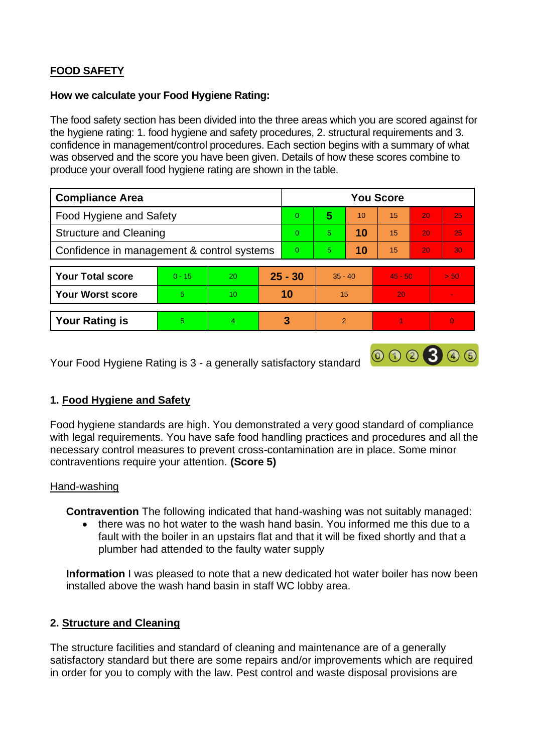## FOOD SAFETY

**How we calculate your Food Hygiene Rating:**

The food safety section has been divided into the three areas which you are scored against for the hygiene rating: 1. food hygiene and safety procedures, 2. structural requirements and 3. confidence in management/control procedures. Each section begins with a summary of what was observed and the score you have been given. Details of how these scores combine to produce your overall food hygiene rating are shown in the table.

| Compliance Area | You Score | | | | | |
|---|---|---|---|---|---|---|
| Food Hygiene and Safety | 0 | **5** | 10 | 15 | 20 | 25 |
| Structure and Cleaning | 0 | 5 | **10** | 15 | 20 | 25 |
| Confidence in management & control systems | 0 | 5 | **10** | 15 | 20 | 30 |

| | | | | | | |
|---|---|---|---|---|---|---|
| **Your Total score** | 0 - 15 | 20 | **25 - 30** | 35 - 40 | 45 - 50 | > 50 |
| **Your Worst score** | 5 | 10 | **10** | 15 | 20 | - |
| **Your Rating is** | 5 | 4 | **3** | 2 | 1 | 0 |

Your Food Hygiene Rating is 3 - a generally satisfactory standard

### 1. Food Hygiene and Safety

Food hygiene standards are high. You demonstrated a very good standard of compliance with legal requirements. You have safe food handling practices and procedures and all the necessary control measures to prevent cross-contamination are in place. Some minor contraventions require your attention. **(Score 5)**

Hand-washing

**Contravention** The following indicated that hand-washing was not suitably managed:

- there was no hot water to the wash hand basin. You informed me this due to a fault with the boiler in an upstairs flat and that it will be fixed shortly and that a plumber had attended to the faulty water supply

**Information** I was pleased to note that a new dedicated hot water boiler has now been installed above the wash hand basin in staff WC lobby area.

### 2. Structure and Cleaning

The structure facilities and standard of cleaning and maintenance are of a generally satisfactory standard but there are some repairs and/or improvements which are required in order for you to comply with the law. Pest control and waste disposal provisions are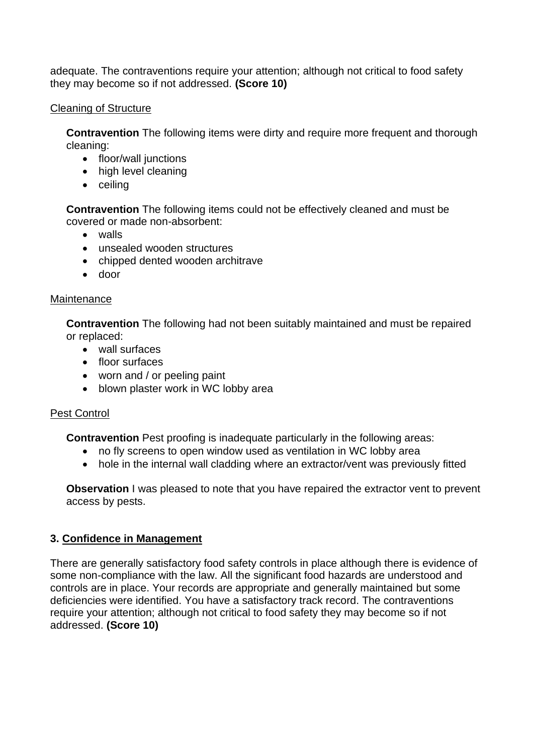adequate. The contraventions require your attention; although not critical to food safety they may become so if not addressed. **(Score 10)**

Cleaning of Structure

**Contravention** The following items were dirty and require more frequent and thorough cleaning:

- floor/wall junctions
- high level cleaning
- ceiling

**Contravention** The following items could not be effectively cleaned and must be covered or made non-absorbent:

- walls
- unsealed wooden structures
- chipped dented wooden architrave
- door

Maintenance

**Contravention** The following had not been suitably maintained and must be repaired or replaced:

- wall surfaces
- floor surfaces
- worn and / or peeling paint
- blown plaster work in WC lobby area

Pest Control

**Contravention** Pest proofing is inadequate particularly in the following areas:

- no fly screens to open window used as ventilation in WC lobby area
- hole in the internal wall cladding where an extractor/vent was previously fitted

**Observation** I was pleased to note that you have repaired the extractor vent to prevent access by pests.

### 3. Confidence in Management

There are generally satisfactory food safety controls in place although there is evidence of some non-compliance with the law. All the significant food hazards are understood and controls are in place. Your records are appropriate and generally maintained but some deficiencies were identified. You have a satisfactory track record. The contraventions require your attention; although not critical to food safety they may become so if not addressed. **(Score 10)**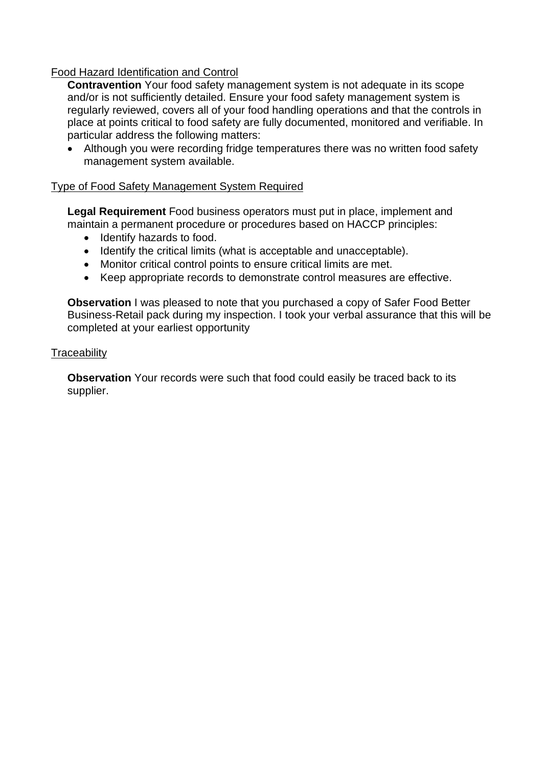Food Hazard Identification and Control

**Contravention** Your food safety management system is not adequate in its scope and/or is not sufficiently detailed. Ensure your food safety management system is regularly reviewed, covers all of your food handling operations and that the controls in place at points critical to food safety are fully documented, monitored and verifiable. In particular address the following matters:

- Although you were recording fridge temperatures there was no written food safety management system available.

Type of Food Safety Management System Required

**Legal Requirement** Food business operators must put in place, implement and maintain a permanent procedure or procedures based on HACCP principles:

- Identify hazards to food.
- Identify the critical limits (what is acceptable and unacceptable).
- Monitor critical control points to ensure critical limits are met.
- Keep appropriate records to demonstrate control measures are effective.

**Observation** I was pleased to note that you purchased a copy of Safer Food Better Business-Retail pack during my inspection. I took your verbal assurance that this will be completed at your earliest opportunity

Traceability

**Observation** Your records were such that food could easily be traced back to its supplier.